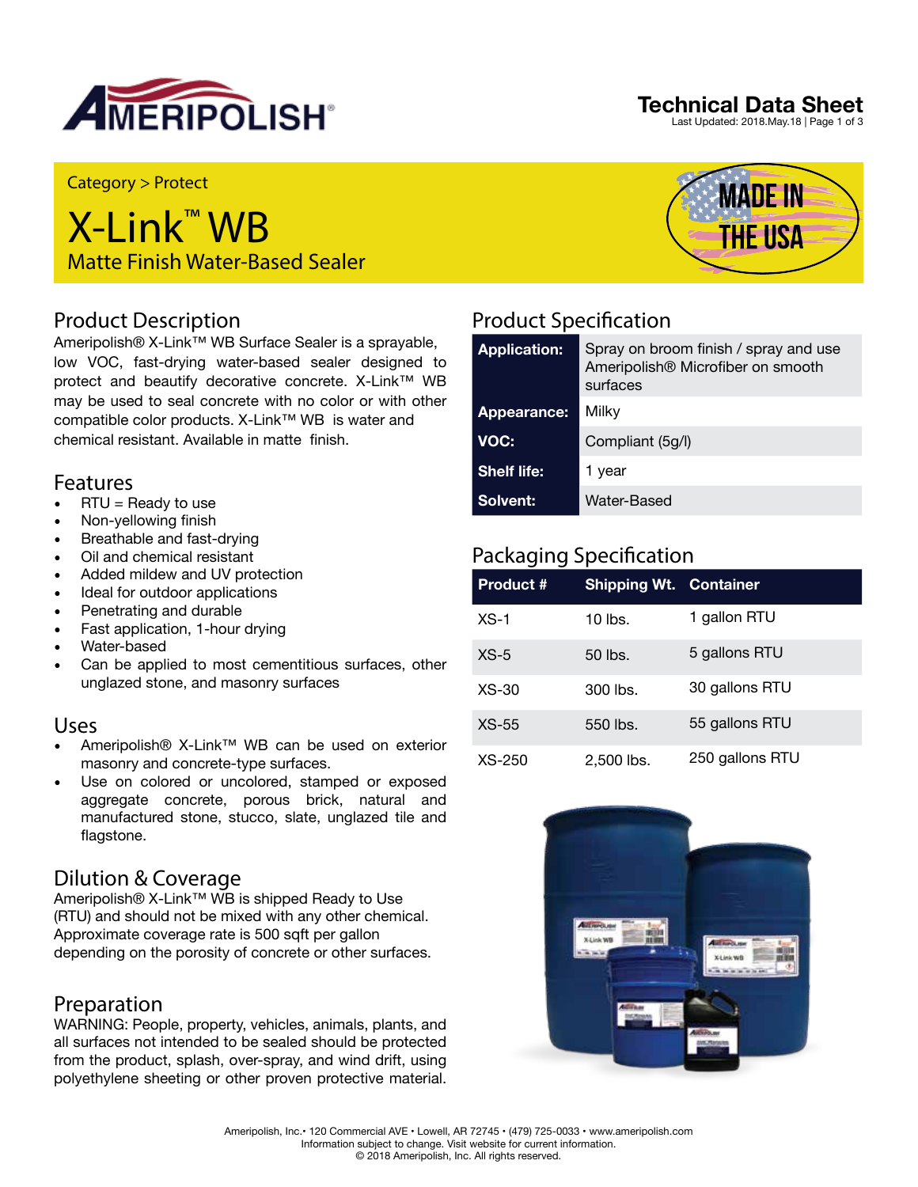# Technical Data Sheet

Last Updated: 2018.May.18

Category > Protect

# X-Link™ WB

Matte Finish Water-Based Sealer

## Product Description

Ameripolish® X-Link™ WB Surface Sealer is a sprayable, low VOC, fast-drying water-based sealer designed to protect and beautify decorative concrete. X-Link™ WB may be used to seal concrete with no color or with other compatible color products. X-Link™ WB is water and chemical resistant. Available in matte finish.

## Features

- RTU = Ready to use
- Non-yellowing finish
- Breathable and fast-drying
- Oil and chemical resistant
- Added mildew and UV protection
- Ideal for outdoor applications
- Penetrating and durable
- Fast application, 1-hour drying
- Water-based
- Can be applied to most cementitious surfaces, other unglazed stone, and masonry surfaces

## Uses

- Ameripolish® X-Link™ WB can be used on exterior masonry and concrete-type surfaces.
- Use on colored or uncolored, stamped or exposed aggregate concrete, porous brick, natural and manufactured stone, stucco, slate, unglazed tile and flagstone.

## Dilution & Coverage

Ameripolish® X-Link™ WB is shipped Ready to Use (RTU) and should not be mixed with any other chemical. Approximate coverage rate is 500 sqft per gallon depending on the porosity of concrete or other surfaces.

## Preparation

WARNING: People, property, vehicles, animals, plants, and all surfaces not intended to be sealed should be protected from the product, splash, over-spray, and wind drift, using polyethylene sheeting or other proven protective material.

## Product Specification

| | |
|---|---|
| **Application:** | Spray on broom finish / spray and use Ameripolish® Microfiber on smooth surfaces |
| **Appearance:** | Milky |
| **VOC:** | Compliant (5g/l) |
| **Shelf life:** | 1 year |
| **Solvent:** | Water-Based |

## Packaging Specification

| Product # | Shipping Wt. | Container |
|---|---|---|
| XS-1 | 10 lbs. | 1 gallon RTU |
| XS-5 | 50 lbs. | 5 gallons RTU |
| XS-30 | 300 lbs. | 30 gallons RTU |
| XS-55 | 550 lbs. | 55 gallons RTU |
| XS-250 | 2,500 lbs. | 250 gallons RTU |

Ameripolish, Inc.• 120 Commercial AVE • Lowell, AR 72745 • (479) 725-0033 • www.ameripolish.com
Information subject to change. Visit website for current information.
© 2018 Ameripolish, Inc. All rights reserved.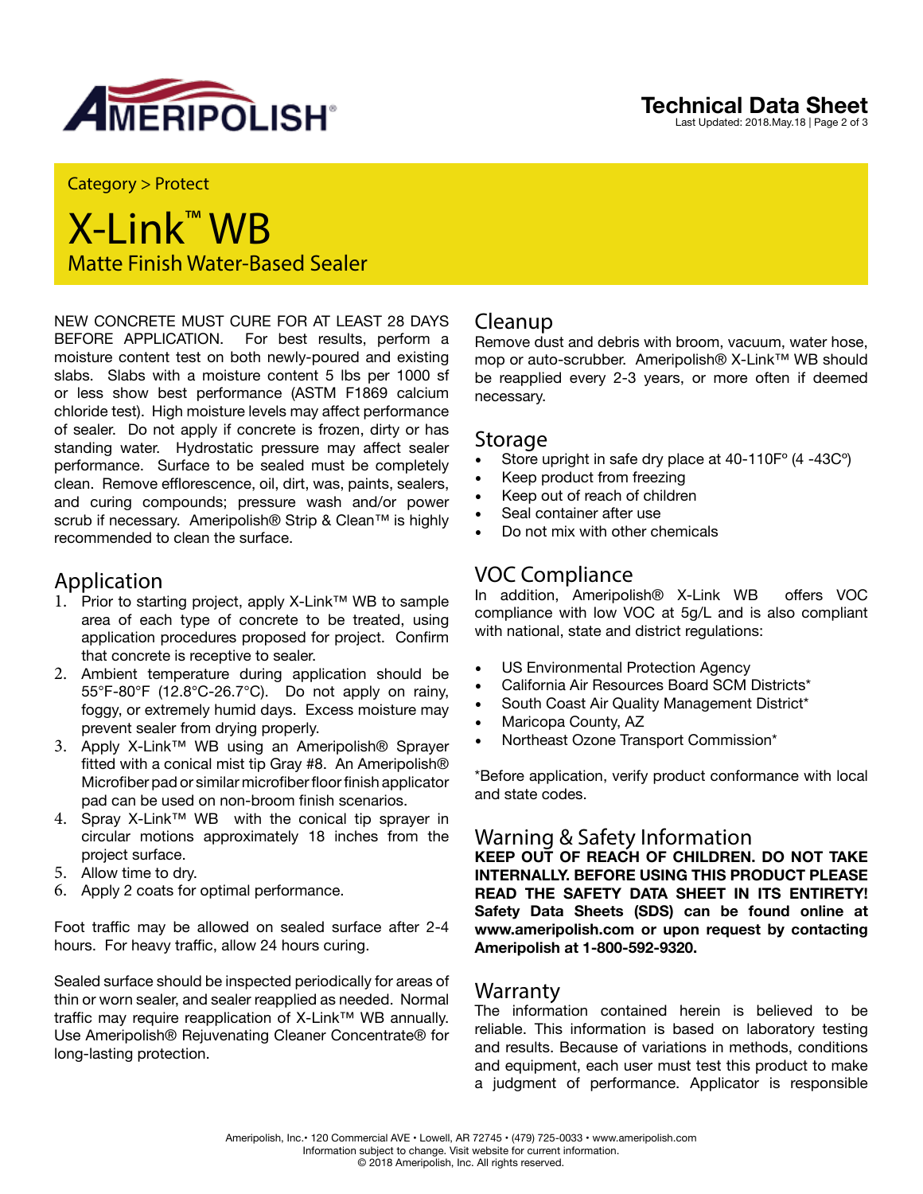Category > Protect

# X-Link™ WB

Matte Finish Water-Based Sealer

NEW CONCRETE MUST CURE FOR AT LEAST 28 DAYS BEFORE APPLICATION. For best results, perform a moisture content test on both newly-poured and existing slabs. Slabs with a moisture content 5 lbs per 1000 sf or less show best performance (ASTM F1869 calcium chloride test). High moisture levels may affect performance of sealer. Do not apply if concrete is frozen, dirty or has standing water. Hydrostatic pressure may affect sealer performance. Surface to be sealed must be completely clean. Remove efflorescence, oil, dirt, was, paints, sealers, and curing compounds; pressure wash and/or power scrub if necessary. Ameripolish® Strip & Clean™ is highly recommended to clean the surface.

## Application

1. Prior to starting project, apply X-Link™ WB to sample area of each type of concrete to be treated, using application procedures proposed for project. Confirm that concrete is receptive to sealer.
2. Ambient temperature during application should be 55°F-80°F (12.8°C-26.7°C). Do not apply on rainy, foggy, or extremely humid days. Excess moisture may prevent sealer from drying properly.
3. Apply X-Link™ WB using an Ameripolish® Sprayer fitted with a conical mist tip Gray #8. An Ameripolish® Microfiber pad or similar microfiber floor finish applicator pad can be used on non-broom finish scenarios.
4. Spray X-Link™ WB with the conical tip sprayer in circular motions approximately 18 inches from the project surface.
5. Allow time to dry.
6. Apply 2 coats for optimal performance.

Foot traffic may be allowed on sealed surface after 2-4 hours. For heavy traffic, allow 24 hours curing.

Sealed surface should be inspected periodically for areas of thin or worn sealer, and sealer reapplied as needed. Normal traffic may require reapplication of X-Link™ WB annually. Use Ameripolish® Rejuvenating Cleaner Concentrate® for long-lasting protection.

## Cleanup

Remove dust and debris with broom, vacuum, water hose, mop or auto-scrubber. Ameripolish® X-Link™ WB should be reapplied every 2-3 years, or more often if deemed necessary.

## Storage

- Store upright in safe dry place at 40-110F° (4 -43C°)
- Keep product from freezing
- Keep out of reach of children
- Seal container after use
- Do not mix with other chemicals

## VOC Compliance

In addition, Ameripolish® X-Link WB offers VOC compliance with low VOC at 5g/L and is also compliant with national, state and district regulations:

- US Environmental Protection Agency
- California Air Resources Board SCM Districts*
- South Coast Air Quality Management District*
- Maricopa County, AZ
- Northeast Ozone Transport Commission*

*Before application, verify product conformance with local and state codes.

## Warning & Safety Information

**KEEP OUT OF REACH OF CHILDREN. DO NOT TAKE INTERNALLY. BEFORE USING THIS PRODUCT PLEASE READ THE SAFETY DATA SHEET IN ITS ENTIRETY! Safety Data Sheets (SDS) can be found online at www.ameripolish.com or upon request by contacting Ameripolish at 1-800-592-9320.**

## Warranty

The information contained herein is believed to be reliable. This information is based on laboratory testing and results. Because of variations in methods, conditions and equipment, each user must test this product to make a judgment of performance. Applicator is responsible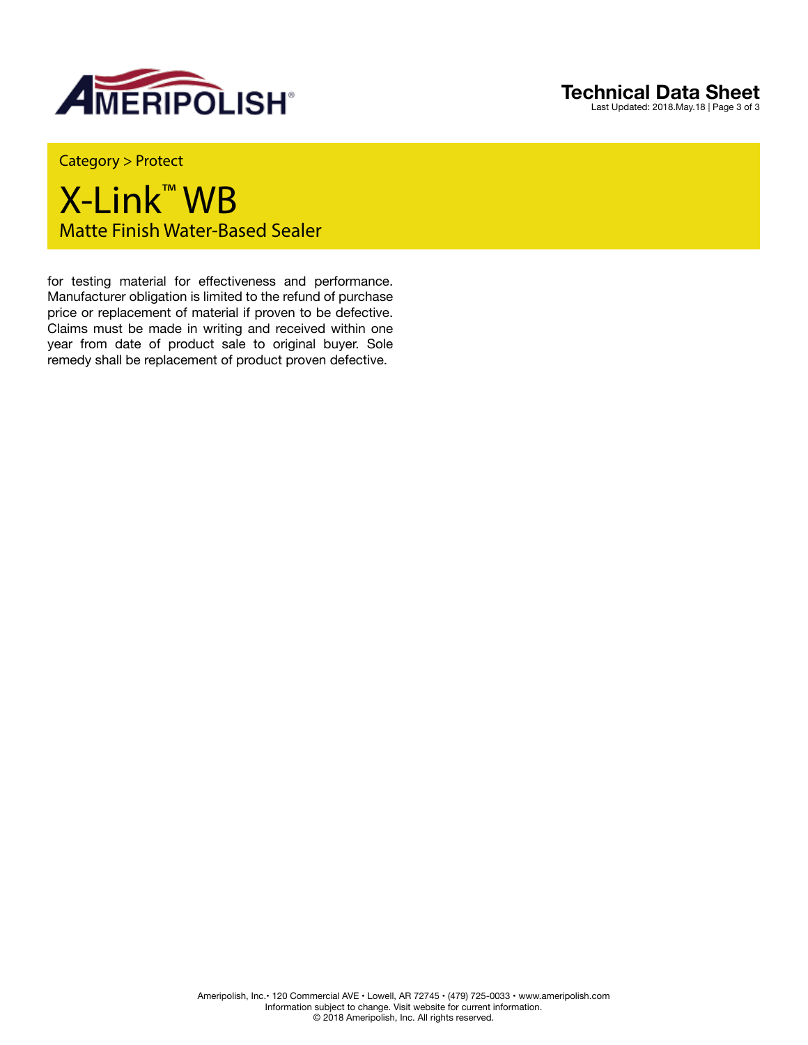Category > Protect

# X-Link™ WB

## Matte Finish Water-Based Sealer

for testing material for effectiveness and performance. Manufacturer obligation is limited to the refund of purchase price or replacement of material if proven to be defective. Claims must be made in writing and received within one year from date of product sale to original buyer. Sole remedy shall be replacement of product proven defective.